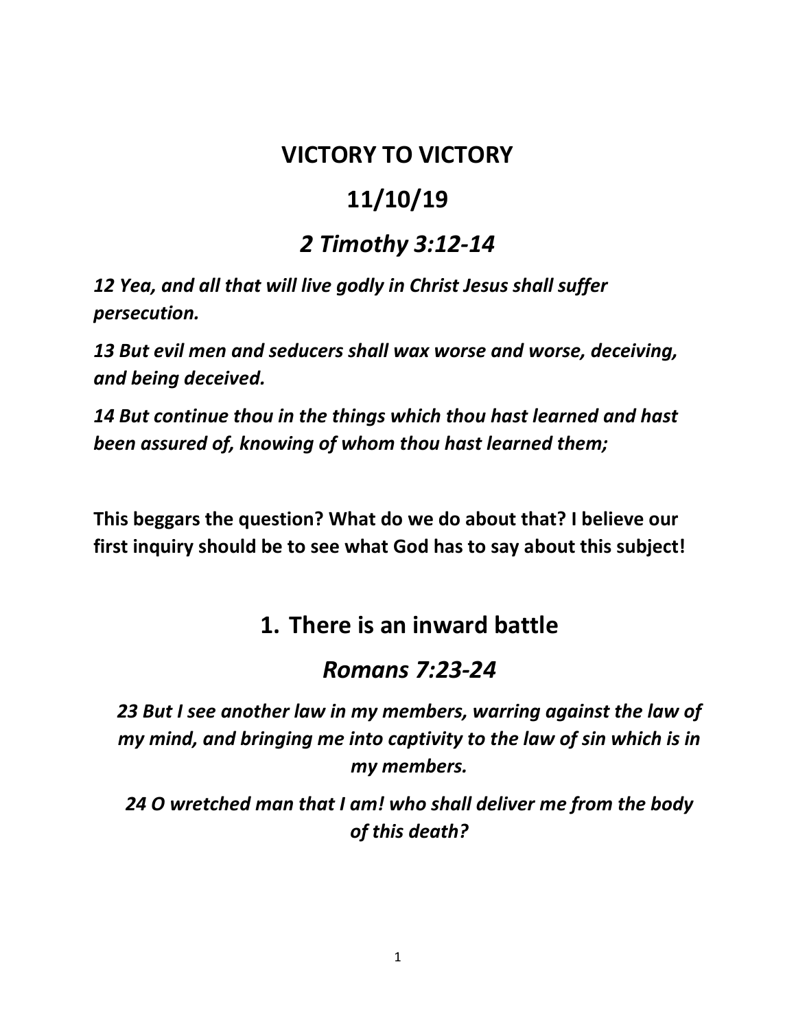# VICTORY TO VICTORY

## 11/10/19

## *2 Timothy 3:12-14*

***12 Yea, and all that will live godly in Christ Jesus shall suffer persecution.***

***13 But evil men and seducers shall wax worse and worse, deceiving, and being deceived.***

***14 But continue thou in the things which thou hast learned and hast been assured of, knowing of whom thou hast learned them;***

**This beggars the question? What do we do about that? I believe our first inquiry should be to see what God has to say about this subject!**

## 1. There is an inward battle

## *Romans 7:23-24*

***23 But I see another law in my members, warring against the law of my mind, and bringing me into captivity to the law of sin which is in my members.***

***24 O wretched man that I am! who shall deliver me from the body of this death?***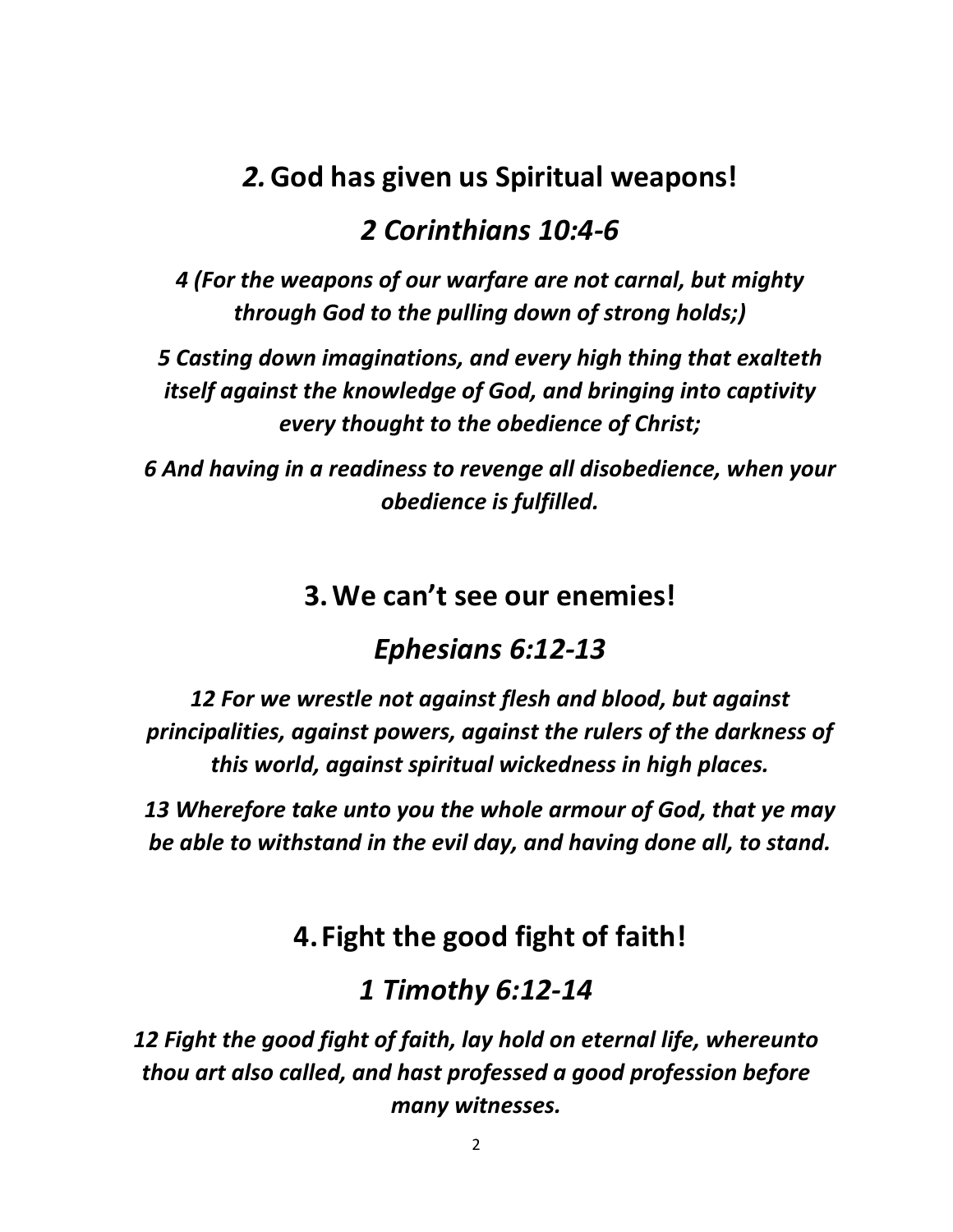## *2.* God has given us Spiritual weapons!

## *2 Corinthians 10:4-6*

***4 (For the weapons of our warfare are not carnal, but mighty through God to the pulling down of strong holds;)***

***5 Casting down imaginations, and every high thing that exalteth itself against the knowledge of God, and bringing into captivity every thought to the obedience of Christ;***

***6 And having in a readiness to revenge all disobedience, when your obedience is fulfilled.***

## 3. We can't see our enemies!

## *Ephesians 6:12-13*

***12 For we wrestle not against flesh and blood, but against principalities, against powers, against the rulers of the darkness of this world, against spiritual wickedness in high places.***

***13 Wherefore take unto you the whole armour of God, that ye may be able to withstand in the evil day, and having done all, to stand.***

## 4. Fight the good fight of faith!

## *1 Timothy 6:12-14*

***12 Fight the good fight of faith, lay hold on eternal life, whereunto thou art also called, and hast professed a good profession before many witnesses.***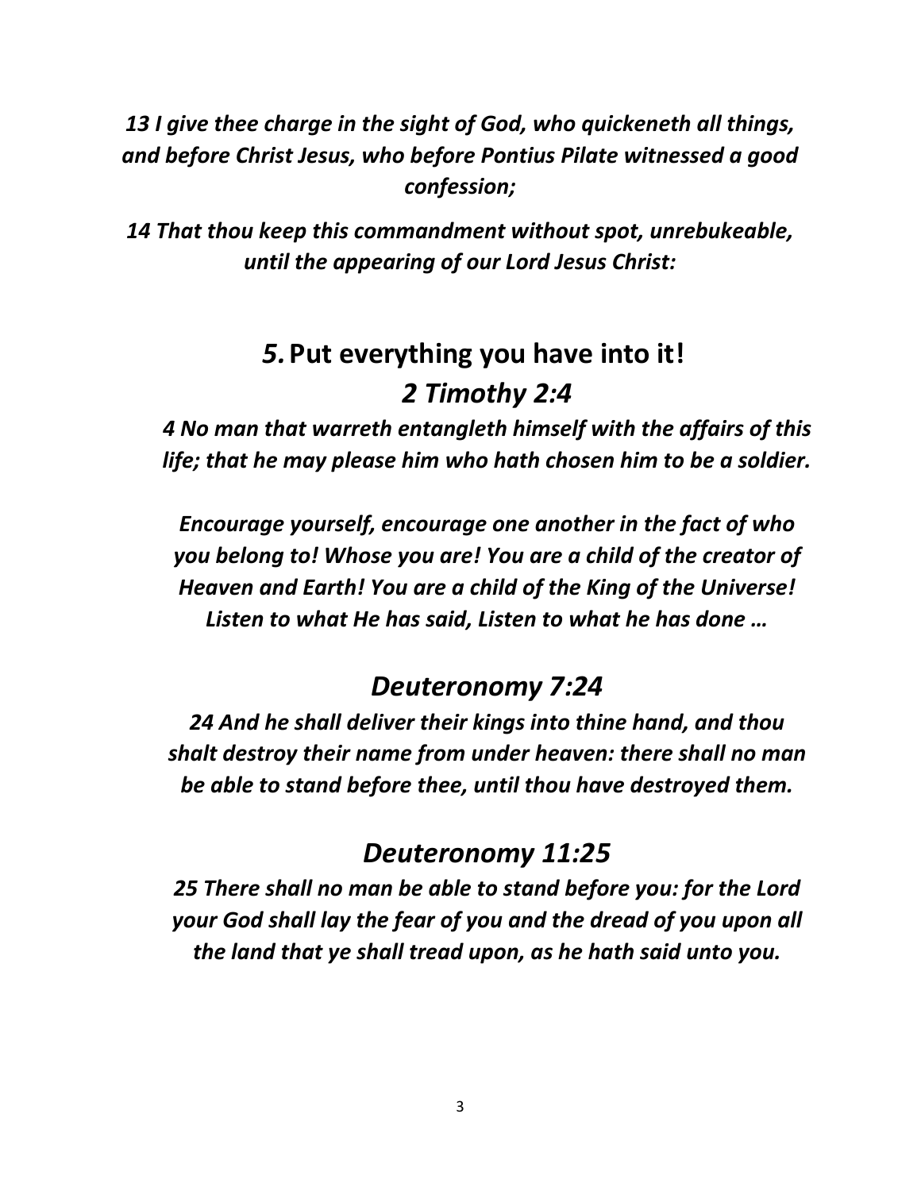*13 I give thee charge in the sight of God, who quickeneth all things, and before Christ Jesus, who before Pontius Pilate witnessed a good confession;*

*14 That thou keep this commandment without spot, unrebukeable, until the appearing of our Lord Jesus Christ:*

## *5.* Put everything you have into it! *2 Timothy 2:4*

***4 No man that warreth entangleth himself with the affairs of this life; that he may please him who hath chosen him to be a soldier.***

***Encourage yourself, encourage one another in the fact of who you belong to! Whose you are! You are a child of the creator of Heaven and Earth! You are a child of the King of the Universe! Listen to what He has said, Listen to what he has done …***

## *Deuteronomy 7:24*

***24 And he shall deliver their kings into thine hand, and thou shalt destroy their name from under heaven: there shall no man be able to stand before thee, until thou have destroyed them.***

## *Deuteronomy 11:25*

***25 There shall no man be able to stand before you: for the Lord your God shall lay the fear of you and the dread of you upon all the land that ye shall tread upon, as he hath said unto you.***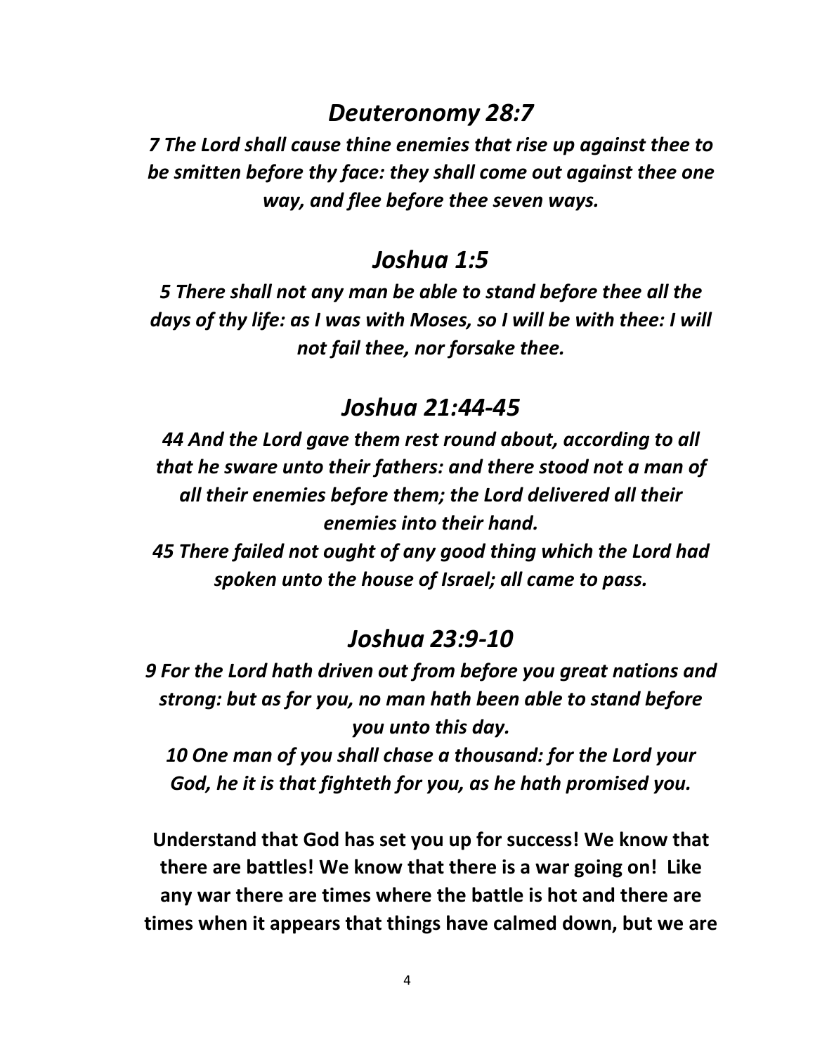## *Deuteronomy 28:7*

***7 The Lord shall cause thine enemies that rise up against thee to be smitten before thy face: they shall come out against thee one way, and flee before thee seven ways.***

## *Joshua 1:5*

***5 There shall not any man be able to stand before thee all the days of thy life: as I was with Moses, so I will be with thee: I will not fail thee, nor forsake thee.***

## *Joshua 21:44-45*

***44 And the Lord gave them rest round about, according to all that he sware unto their fathers: and there stood not a man of all their enemies before them; the Lord delivered all their enemies into their hand.***
***45 There failed not ought of any good thing which the Lord had spoken unto the house of Israel; all came to pass.***

## *Joshua 23:9-10*

***9 For the Lord hath driven out from before you great nations and strong: but as for you, no man hath been able to stand before you unto this day.***
***10 One man of you shall chase a thousand: for the Lord your God, he it is that fighteth for you, as he hath promised you.***

**Understand that God has set you up for success! We know that there are battles! We know that there is a war going on! Like any war there are times where the battle is hot and there are times when it appears that things have calmed down, but we are**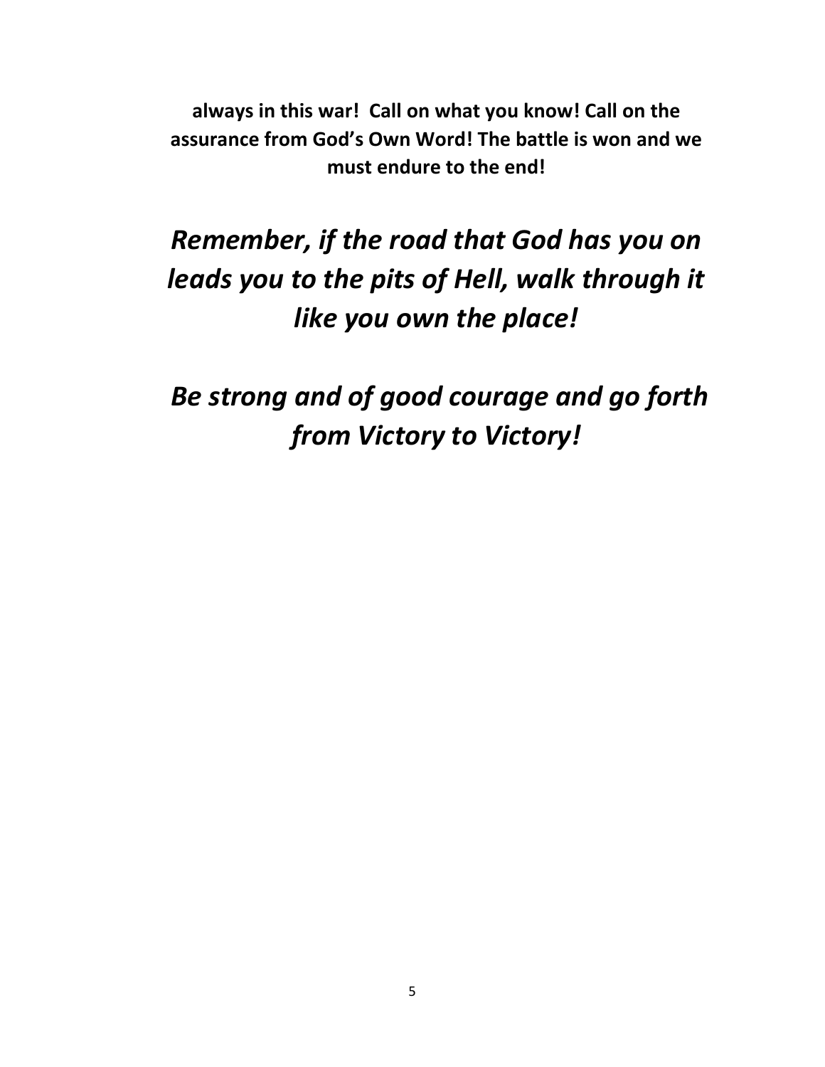**always in this war!  Call on what you know! Call on the assurance from God's Own Word! The battle is won and we must endure to the end!**

***Remember, if the road that God has you on leads you to the pits of Hell, walk through it like you own the place!***

***Be strong and of good courage and go forth from Victory to Victory!***